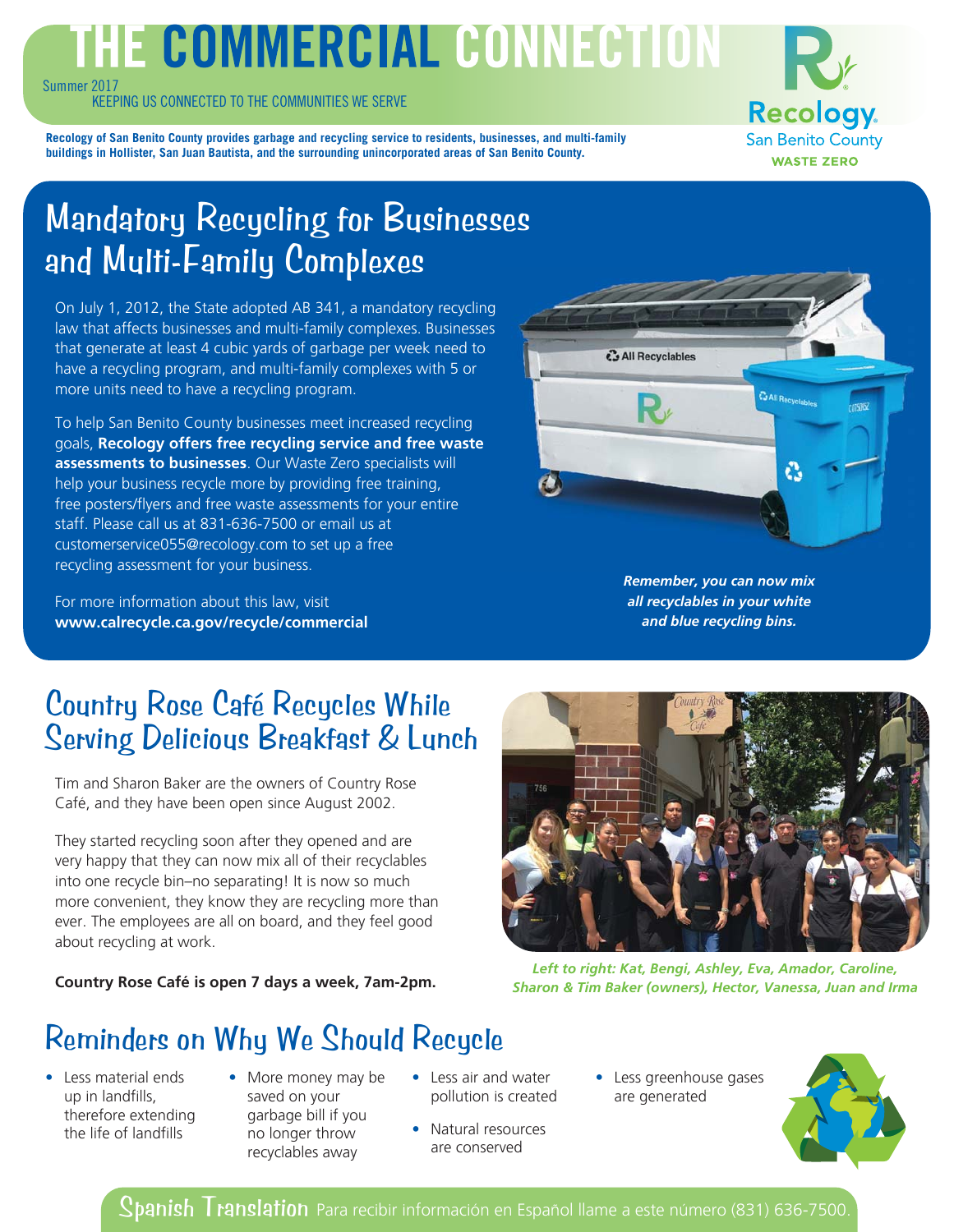# THE COMMERCIAL CONNECTION

Summer 2017

KEEPING US CONNECTED TO THE COMMUNITIES WE SERVE

**Recology of San Benito County provides garbage and recycling service to residents, businesses, and multi-family buildings in Hollister, San Juan Bautista, and the surrounding unincorporated areas of San Benito County.**

Recology San Benito County WASTE ZERO

## Mandatory Recycling for Businesses and Multi-Family Complexes

On July 1, 2012, the State adopted AB 341, a mandatory recycling law that affects businesses and multi-family complexes. Businesses that generate at least 4 cubic yards of garbage per week need to have a recycling program, and multi-family complexes with 5 or more units need to have a recycling program.

To help San Benito County businesses meet increased recycling goals, **Recology offers free recycling service and free waste assessments to businesses**. Our Waste Zero specialists will help your business recycle more by providing free training, free posters/flyers and free waste assessments for your entire staff. Please call us at 831-636-7500 or email us at customerservice055@recology.com to set up a free recycling assessment for your business.

For more information about this law, visit **www.calrecycle.ca.gov/recycle/commercial**

***Remember, you can now mix all recyclables in your white and blue recycling bins.***

## Country Rose Café Recycles While Serving Delicious Breakfast & Lunch

Tim and Sharon Baker are the owners of Country Rose Café, and they have been open since August 2002.

They started recycling soon after they opened and are very happy that they can now mix all of their recyclables into one recycle bin–no separating! It is now so much more convenient, they know they are recycling more than ever. The employees are all on board, and they feel good about recycling at work.

**Country Rose Café is open 7 days a week, 7am-2pm.**

*Left to right: Kat, Bengi, Ashley, Eva, Amador, Caroline, Sharon & Tim Baker (owners), Hector, Vanessa, Juan and Irma*

## Reminders on Why We Should Recycle

- Less material ends up in landfills, therefore extending the life of landfills
- More money may be saved on your garbage bill if you no longer throw recyclables away
- Less air and water pollution is created
- Natural resources are conserved
- Less greenhouse gases are generated

**Spanish Translation** Para recibir información en Español llame a este número (831) 636-7500.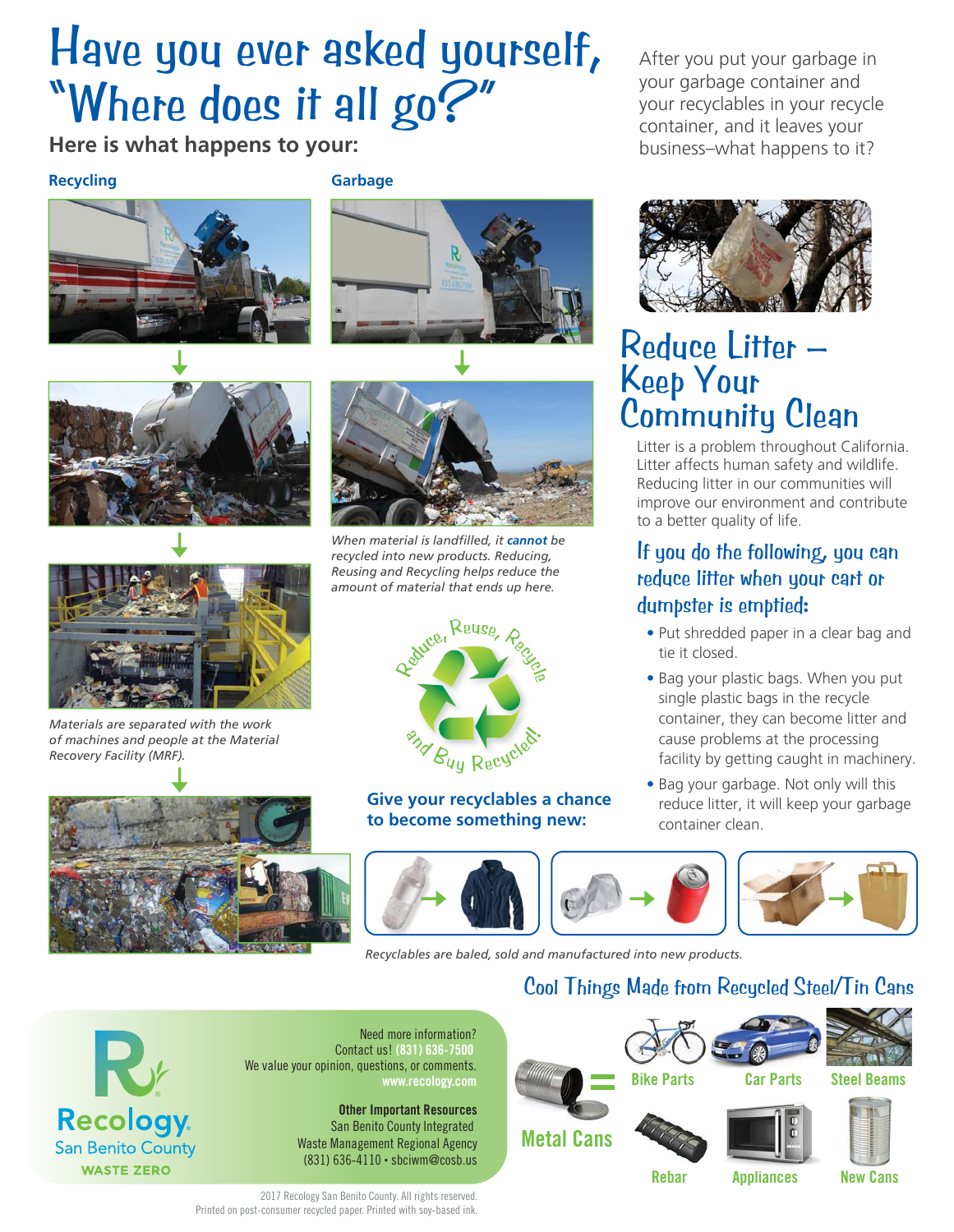# Have you ever asked yourself, "Where does it all go?"

**Here is what happens to your:**

After you put your garbage in your garbage container and your recyclables in your recycle container, and it leaves your business–what happens to it?

### Recycling

*Materials are separated with the work of machines and people at the Material Recovery Facility (MRF).*

### Garbage

*When material is landfilled, it **cannot** be recycled into new products. Reducing, Reusing and Recycling helps reduce the amount of material that ends up here.*

Reduce, Reuse, Recycle and Buy Recycled!

**Give your recyclables a chance to become something new:**

*Recyclables are baled, sold and manufactured into new products.*

## Reduce Litter – Keep Your Community Clean

Litter is a problem throughout California. Litter affects human safety and wildlife. Reducing litter in our communities will improve our environment and contribute to a better quality of life.

### If you do the following, you can reduce litter when your cart or dumpster is emptied:

- Put shredded paper in a clear bag and tie it closed.
- Bag your plastic bags. When you put single plastic bags in the recycle container, they can become litter and cause problems at the processing facility by getting caught in machinery.
- Bag your garbage. Not only will this reduce litter, it will keep your garbage container clean.

## Cool Things Made from Recycled Steel/Tin Cans

Metal Cans =

Bike Parts
Car Parts
Steel Beams
Rebar
Appliances
New Cans

Recology San Benito County
WASTE ZERO

Need more information?
Contact us! (831) 636-7500
We value your opinion, questions, or comments.
www.recology.com

**Other Important Resources**
San Benito County Integrated Waste Management Regional Agency
(831) 636-4110 • sbciwm@cosb.us

2017 Recology San Benito County. All rights reserved.
Printed on post-consumer recycled paper. Printed with soy-based ink.